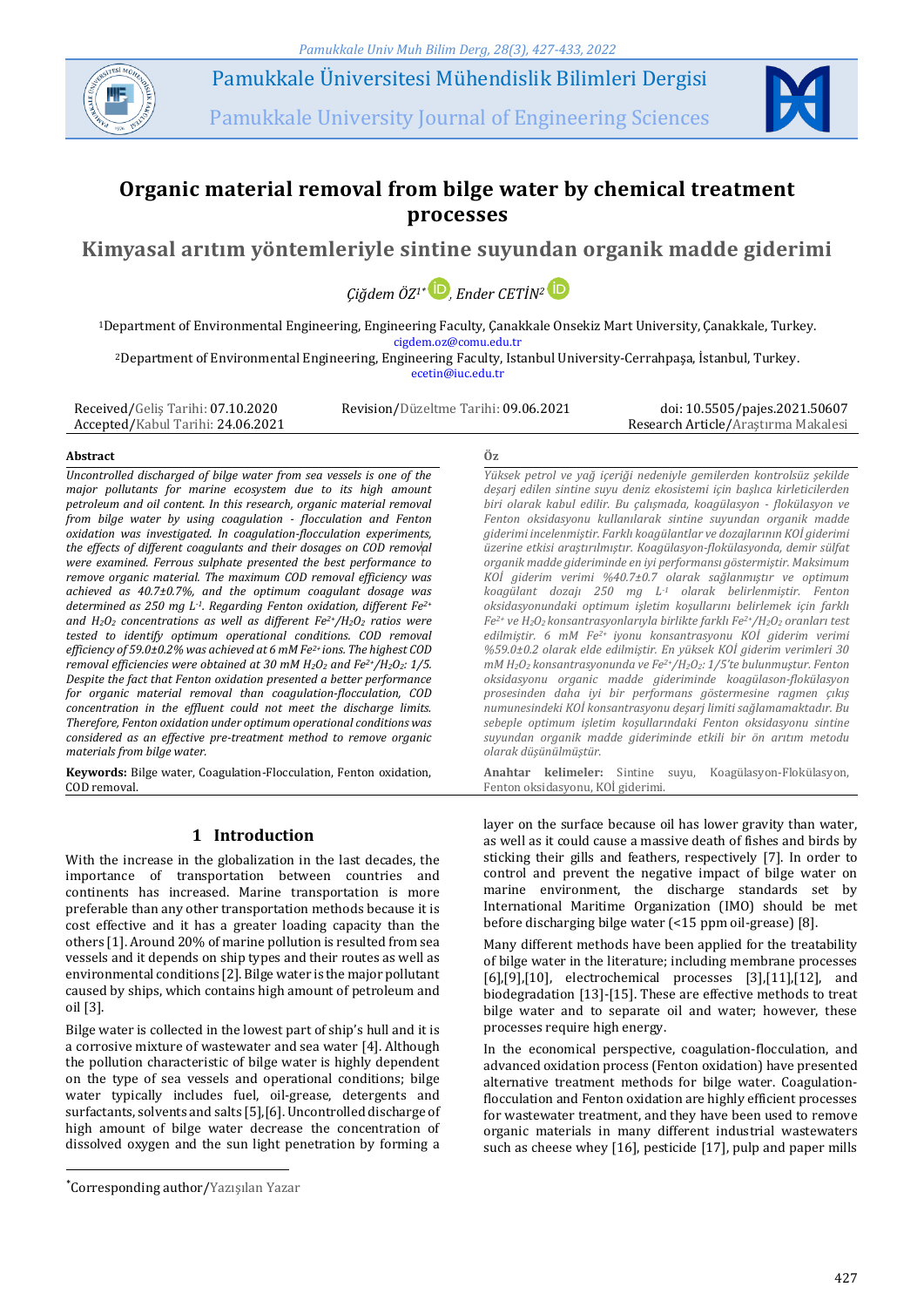Pamukkale Üniversitesi Mühendislik Bilimleri Dergisi

Pamukkale University Journal of Engineering Sciences

# Organic material removal from bilge water by chemical treatment processes

## Kimyasal arıtım yöntemleriyle sintine suyundan organik madde giderimi

*Çiğdem ÖZ*[1*], *Ender CETİN*[2]

[1]Department of Environmental Engineering, Engineering Faculty, Çanakkale Onsekiz Mart University, Çanakkale, Turkey.
cigdem.oz@comu.edu.tr

[2]Department of Environmental Engineering, Engineering Faculty, Istanbul University-Cerrahpaşa, İstanbul, Turkey.
ecetin@iuc.edu.tr

Received/Geliş Tarihi: 07.10.2020
Accepted/Kabul Tarihi: 24.06.2021
Revision/Düzeltme Tarihi: 09.06.2021
doi: 10.5505/pajes.2021.50607
Research Article/Araştırma Makalesi

**Abstract**

*Uncontrolled discharged of bilge water from sea vessels is one of the major pollutants for marine ecosystem due to its high amount petroleum and oil content. In this research, organic material removal from bilge water by using coagulation - flocculation and Fenton oxidation was investigated. In coagulation-flocculation experiments, the effects of different coagulants and their dosages on COD removal were examined. Ferrous sulphate presented the best performance to remove organic material. The maximum COD removal efficiency was achieved as 40.7±0.7%, and the optimum coagulant dosage was determined as 250 mg L$^{-1}$. Regarding Fenton oxidation, different $Fe^{2+}$ and $H_2O_2$ concentrations as well as different $Fe^{2+}/H_2O_2$ ratios were tested to identify optimum operational conditions. COD removal efficiency of 59.0±0.2% was achieved at 6 mM $Fe^{2+}$ ions. The highest COD removal efficiencies were obtained at 30 mM $H_2O_2$ and $Fe^{2+}/H_2O_2$: 1/5. Despite the fact that Fenton oxidation presented a better performance for organic material removal than coagulation-flocculation, COD concentration in the effluent could not meet the discharge limits. Therefore, Fenton oxidation under optimum operational conditions was considered as an effective pre-treatment method to remove organic materials from bilge water.*

**Keywords:** Bilge water, Coagulation-Flocculation, Fenton oxidation, COD removal.

**Öz**

*Yüksek petrol ve yağ içeriği nedeniyle gemilerden kontrolsüz şekilde deşarj edilen sintine suyu deniz ekosistemi için başlıca kirleticilerden biri olarak kabul edilir. Bu çalışmada, koagülasyon - flokülasyon ve Fenton oksidasyonu kullanılarak sintine suyundan organik madde giderimi incelenmiştir. Farklı koagülantlar ve dozajlarının KOİ giderimi üzerine etkisi araştırılmıştır. Koagülasyon-flokülasyonda, demir sülfat organik madde gideriminde en iyi performansı göstermiştir. Maksimum KOİ giderim verimi %40.7±0.7 olarak sağlanmıştır ve optimum koagülant dozajı 250 mg L$^{-1}$ olarak belirlenmiştir. Fenton oksidasyonundaki optimum işletim koşullarını belirlemek için farklı $Fe^{2+}$ ve $H_2O_2$ konsantrasyonlarıyla birlikte farklı $Fe^{2+}/H_2O_2$ oranları test edilmiştir. 6 mM $Fe^{2+}$ iyonu konsantrasyonu KOİ giderim verimi %59.0±0.2 olarak elde edilmiştir. En yüksek KOİ giderim verimleri 30 mM $H_2O_2$ konsantrasyonunda ve $Fe^{2+}/H_2O_2$: 1/5'te bulunmuştur. Fenton oksidasyonu organic madde gideriminde koagülason-flokülasyon prosesinden daha iyi bir performans göstermesine ragmen çıkış numunesindeki KOİ konsantrasyonu deşarj limiti sağlamamaktadır. Bu sebeple optimum işletim koşullarındaki Fenton oksidasyonu sintine suyundan organik madde gideriminde etkili bir ön arıtım metodu olarak düşünülmüştür.*

**Anahtar kelimeler:** Sintine suyu, Koagülasyon-Flokülasyon, Fenton oksidasyonu, KOİ giderimi.

## 1 Introduction

With the increase in the globalization in the last decades, the importance of transportation between countries and continents has increased. Marine transportation is more preferable than any other transportation methods because it is cost effective and it has a greater loading capacity than the others [1]. Around 20% of marine pollution is resulted from sea vessels and it depends on ship types and their routes as well as environmental conditions [2]. Bilge water is the major pollutant caused by ships, which contains high amount of petroleum and oil [3].

Bilge water is collected in the lowest part of ship's hull and it is a corrosive mixture of wastewater and sea water [4]. Although the pollution characteristic of bilge water is highly dependent on the type of sea vessels and operational conditions; bilge water typically includes fuel, oil-grease, detergents and surfactants, solvents and salts [5],[6]. Uncontrolled discharge of high amount of bilge water decrease the concentration of dissolved oxygen and the sun light penetration by forming a layer on the surface because oil has lower gravity than water, as well as it could cause a massive death of fishes and birds by sticking their gills and feathers, respectively [7]. In order to control and prevent the negative impact of bilge water on marine environment, the discharge standards set by International Maritime Organization (IMO) should be met before discharging bilge water (<15 ppm oil-grease) [8].

Many different methods have been applied for the treatability of bilge water in the literature; including membrane processes [6],[9],[10], electrochemical processes [3],[11],[12], and biodegradation [13]-[15]. These are effective methods to treat bilge water and to separate oil and water; however, these processes require high energy.

In the economical perspective, coagulation-flocculation, and advanced oxidation process (Fenton oxidation) have presented alternative treatment methods for bilge water. Coagulation-flocculation and Fenton oxidation are highly efficient processes for wastewater treatment, and they have been used to remove organic materials in many different industrial wastewaters such as cheese whey [16], pesticide [17], pulp and paper mills

*Corresponding author/Yazışılan Yazar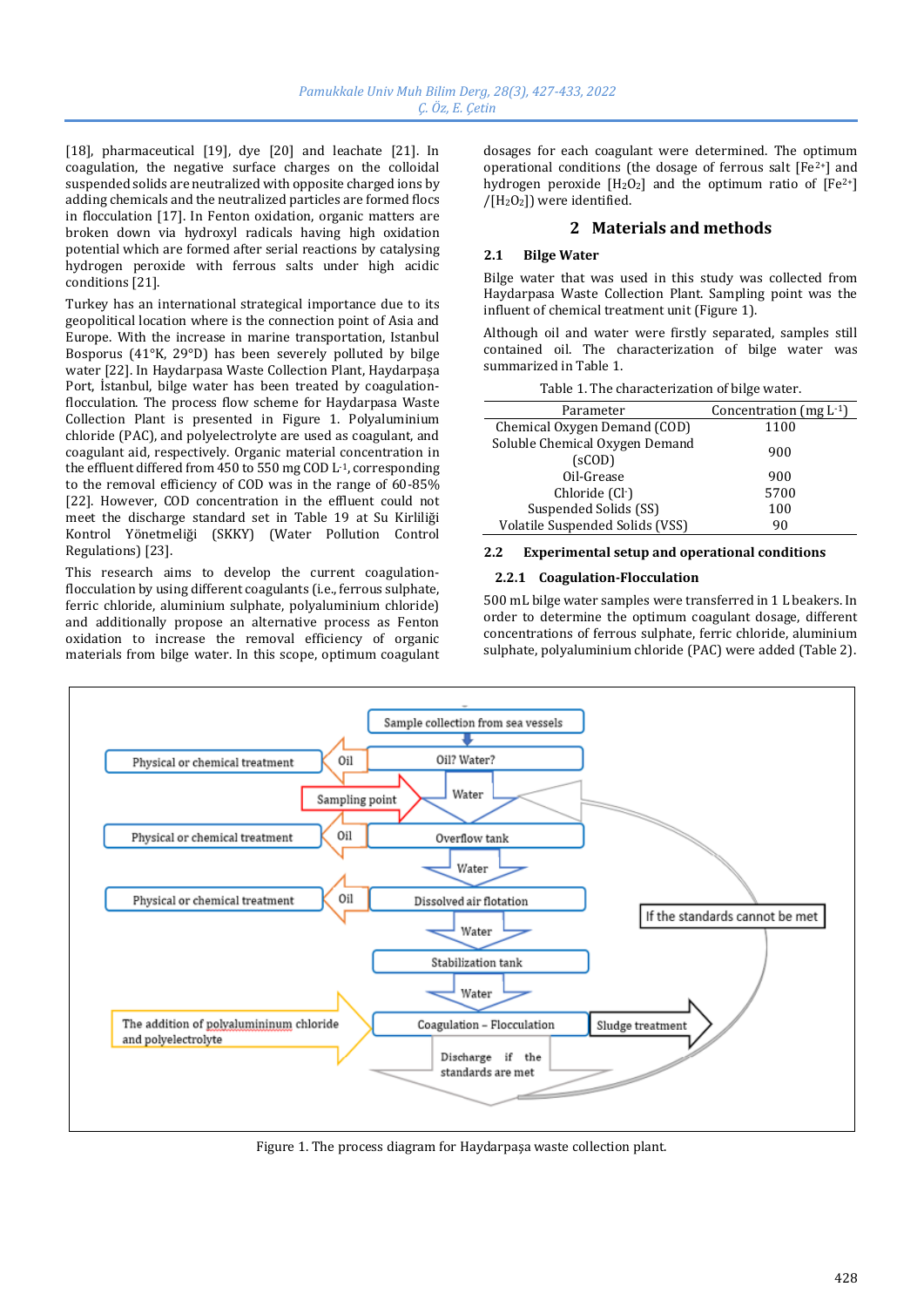[18], pharmaceutical [19], dye [20] and leachate [21]. In coagulation, the negative surface charges on the colloidal suspended solids are neutralized with opposite charged ions by adding chemicals and the neutralized particles are formed flocs in flocculation [17]. In Fenton oxidation, organic matters are broken down via hydroxyl radicals having high oxidation potential which are formed after serial reactions by catalysing hydrogen peroxide with ferrous salts under high acidic conditions [21].

Turkey has an international strategical importance due to its geopolitical location where is the connection point of Asia and Europe. With the increase in marine transportation, Istanbul Bosporus (41°K, 29°D) has been severely polluted by bilge water [22]. In Haydarpasa Waste Collection Plant, Haydarpaşa Port, İstanbul, bilge water has been treated by coagulation-flocculation. The process flow scheme for Haydarpasa Waste Collection Plant is presented in Figure 1. Polyaluminium chloride (PAC), and polyelectrolyte are used as coagulant, and coagulant aid, respectively. Organic material concentration in the effluent differed from 450 to 550 mg COD $L^{-1}$, corresponding to the removal efficiency of COD was in the range of 60-85% [22]. However, COD concentration in the effluent could not meet the discharge standard set in Table 19 at Su Kirliliği Kontrol Yönetmeliği (SKKY) (Water Pollution Control Regulations) [23].

This research aims to develop the current coagulation-flocculation by using different coagulants (i.e., ferrous sulphate, ferric chloride, aluminium sulphate, polyaluminium chloride) and additionally propose an alternative process as Fenton oxidation to increase the removal efficiency of organic materials from bilge water. In this scope, optimum coagulant dosages for each coagulant were determined. The optimum operational conditions (the dosage of ferrous salt [$Fe^{2+}$] and hydrogen peroxide [$H_2O_2$] and the optimum ratio of [$Fe^{2+}$]/[$H_2O_2$]) were identified.

## 2 Materials and methods

### 2.1 Bilge Water

Bilge water that was used in this study was collected from Haydarpasa Waste Collection Plant. Sampling point was the influent of chemical treatment unit (Figure 1).

Although oil and water were firstly separated, samples still contained oil. The characterization of bilge water was summarized in Table 1.

Table 1. The characterization of bilge water.

| Parameter | Concentration (mg $L^{-1}$) |
|---|---|
| Chemical Oxygen Demand (COD) | 1100 |
| Soluble Chemical Oxygen Demand (sCOD) | 900 |
| Oil-Grease | 900 |
| Chloride ($Cl^-$) | 5700 |
| Suspended Solids (SS) | 100 |
| Volatile Suspended Solids (VSS) | 90 |

### 2.2 Experimental setup and operational conditions

#### 2.2.1 Coagulation-Flocculation

500 mL bilge water samples were transferred in 1 L beakers. In order to determine the optimum coagulant dosage, different concentrations of ferrous sulphate, ferric chloride, aluminium sulphate, polyaluminium chloride (PAC) were added (Table 2).

Figure 1. The process diagram for Haydarpaşa waste collection plant.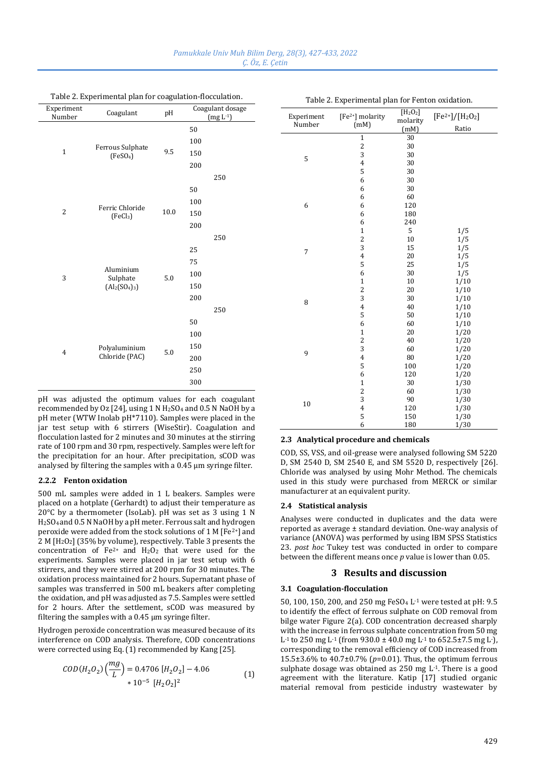Table 2. Experimental plan for coagulation-flocculation.

| Experiment Number | Coagulant | pH | Coagulant dosage (mg L-1) |
|---|---|---|---|
| 1 | Ferrous Sulphate ($FeSO_4$) | 9.5 | 50 |
| | | | 100 |
| | | | 150 |
| | | | 200 |
| | | | 250 |
| 2 | Ferric Chloride ($FeCl_3$) | 10.0 | 50 |
| | | | 100 |
| | | | 150 |
| | | | 200 |
| | | | 250 |
| 3 | Aluminium Sulphate ($Al_2(SO_4)_3$) | 5.0 | 25 |
| | | | 75 |
| | | | 100 |
| | | | 150 |
| | | | 200 |
| | | | 250 |
| 4 | Polyaluminium Chloride (PAC) | 5.0 | 50 |
| | | | 100 |
| | | | 150 |
| | | | 200 |
| | | | 250 |
| | | | 300 |

pH was adjusted the optimum values for each coagulant recommended by Oz [24], using 1 N $H_2SO_4$ and 0.5 N NaOH by a pH meter (WTW Inolab pH*7110). Samples were placed in the jar test setup with 6 stirrers (WiseStir). Coagulation and flocculation lasted for 2 minutes and 30 minutes at the stirring rate of 100 rpm and 30 rpm, respectively. Samples were left for the precipitation for an hour. After precipitation, sCOD was analysed by filtering the samples with a 0.45 µm syringe filter.

#### 2.2.2 Fenton oxidation

500 mL samples were added in 1 L beakers. Samples were placed on a hotplate (Gerhardt) to adjust their temperature as 20°C by a thermometer (IsoLab). pH was set as 3 using 1 N $H_2SO_4$ and 0.5 N NaOH by a pH meter. Ferrous salt and hydrogen peroxide were added from the stock solutions of 1 M [$Fe^{2+}$] and 2 M [$H_2O_2$] (35% by volume), respectively. Table 3 presents the concentration of $Fe^{2+}$ and $H_2O_2$ that were used for the experiments. Samples were placed in jar test setup with 6 stirrers, and they were stirred at 200 rpm for 30 minutes. The oxidation process maintained for 2 hours. Supernatant phase of samples was transferred in 500 mL beakers after completing the oxidation, and pH was adjusted as 7.5. Samples were settled for 2 hours. After the settlement, sCOD was measured by filtering the samples with a 0.45 µm syringe filter.

Hydrogen peroxide concentration was measured because of its interference on COD analysis. Therefore, COD concentrations were corrected using Eq. (1) recommended by Kang [25].

$$COD(H_2O_2)\left(\frac{mg}{L}\right) = 0.4706\ [H_2O_2] - 4.06 * 10^{-5}\ [H_2O_2]^2 \tag{1}$$

Table 2. Experimental plan for Fenton oxidation.

| Experiment Number | [$Fe^{2+}$] molarity (mM) | [$H_2O_2$] molarity (mM) | [$Fe^{2+}$]/[$H_2O_2$] Ratio |
|---|---|---|---|
| 5 | 1 | 30 | |
| | 2 | 30 | |
| | 3 | 30 | |
| | 4 | 30 | |
| | 5 | 30 | |
| | 6 | 30 | |
| 6 | 6 | 30 | |
| | 6 | 60 | |
| | 6 | 120 | |
| | 6 | 180 | |
| | 6 | 240 | |
| 7 | 1 | 5 | 1/5 |
| | 2 | 10 | 1/5 |
| | 3 | 15 | 1/5 |
| | 4 | 20 | 1/5 |
| | 5 | 25 | 1/5 |
| | 6 | 30 | 1/5 |
| 8 | 1 | 10 | 1/10 |
| | 2 | 20 | 1/10 |
| | 3 | 30 | 1/10 |
| | 4 | 40 | 1/10 |
| | 5 | 50 | 1/10 |
| | 6 | 60 | 1/10 |
| 9 | 1 | 20 | 1/20 |
| | 2 | 40 | 1/20 |
| | 3 | 60 | 1/20 |
| | 4 | 80 | 1/20 |
| | 5 | 100 | 1/20 |
| | 6 | 120 | 1/20 |
| 10 | 1 | 30 | 1/30 |
| | 2 | 60 | 1/30 |
| | 3 | 90 | 1/30 |
| | 4 | 120 | 1/30 |
| | 5 | 150 | 1/30 |
| | 6 | 180 | 1/30 |

### 2.3 Analytical procedure and chemicals

COD, SS, VSS, and oil-grease were analysed following SM 5220 D, SM 2540 D, SM 2540 E, and SM 5520 D, respectively [26]. Chloride was analysed by using Mohr Method. The chemicals used in this study were purchased from MERCK or similar manufacturer at an equivalent purity.

### 2.4 Statistical analysis

Analyses were conducted in duplicates and the data were reported as average ± standard deviation. One-way analysis of variance (ANOVA) was performed by using IBM SPSS Statistics 23. *post hoc* Tukey test was conducted in order to compare between the different means once *p* value is lower than 0.05.

## 3 Results and discussion

### 3.1 Coagulation-flocculation

50, 100, 150, 200, and 250 mg $FeSO_4$ L-1 were tested at pH: 9.5 to identify the effect of ferrous sulphate on COD removal from bilge water Figure 2(a). COD concentration decreased sharply with the increase in ferrous sulphate concentration from 50 mg L-1 to 250 mg L-1 (from 930.0 ± 40.0 mg L-1 to 652.5±7.5 mg L-), corresponding to the removal efficiency of COD increased from 15.5±3.6% to 40.7±0.7% ($p$=0.01). Thus, the optimum ferrous sulphate dosage was obtained as 250 mg L-1. There is a good agreement with the literature. Katip [17] studied organic material removal from pesticide industry wastewater by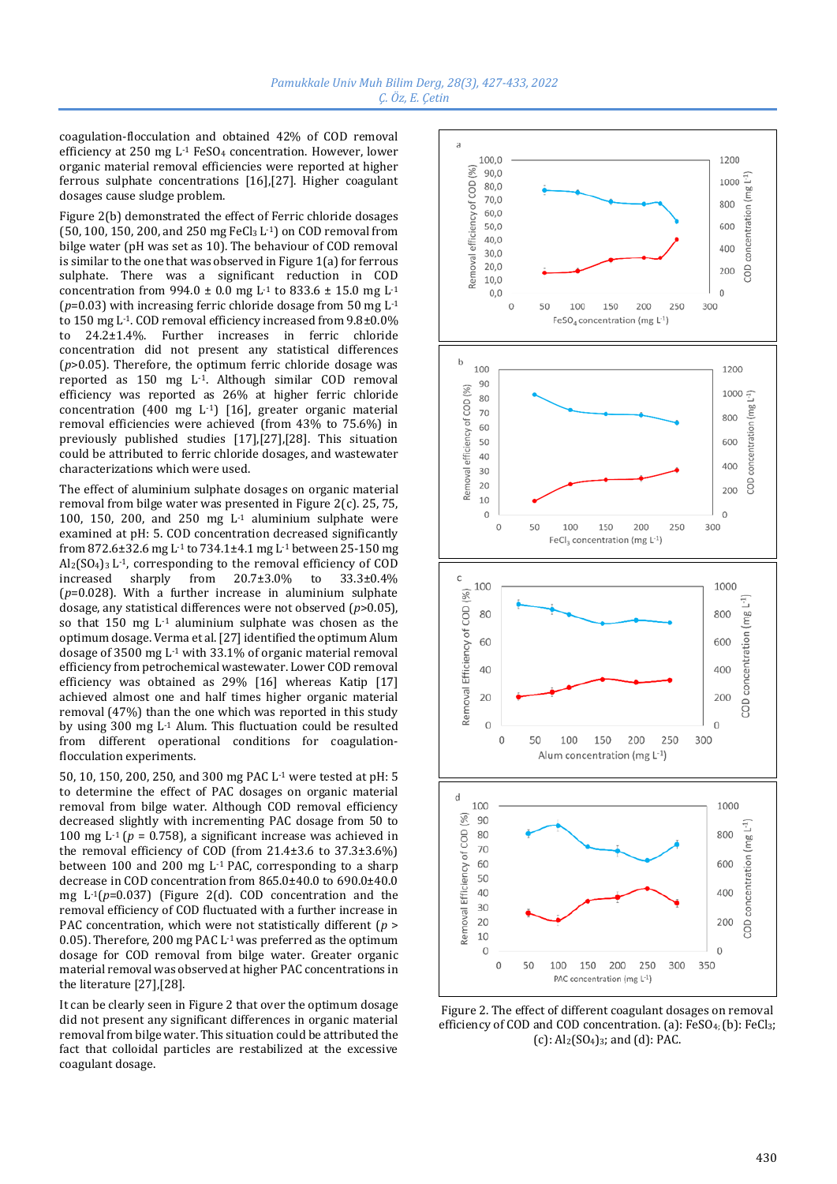coagulation-flocculation and obtained 42% of COD removal efficiency at 250 mg $L^{-1}$ $FeSO_4$ concentration. However, lower organic material removal efficiencies were reported at higher ferrous sulphate concentrations [16],[27]. Higher coagulant dosages cause sludge problem.

Figure 2(b) demonstrated the effect of Ferric chloride dosages (50, 100, 150, 200, and 250 mg $FeCl_3$ $L^{-1}$) on COD removal from bilge water (pH was set as 10). The behaviour of COD removal is similar to the one that was observed in Figure 1(a) for ferrous sulphate. There was a significant reduction in COD concentration from 994.0 ± 0.0 mg $L^{-1}$ to 833.6 ± 15.0 mg $L^{-1}$ ($p$=0.03) with increasing ferric chloride dosage from 50 mg $L^{-1}$ to 150 mg $L^{-1}$. COD removal efficiency increased from 9.8±0.0% to 24.2±1.4%. Further increases in ferric chloride concentration did not present any statistical differences ($p$>0.05). Therefore, the optimum ferric chloride dosage was reported as 150 mg $L^{-1}$. Although similar COD removal efficiency was reported as 26% at higher ferric chloride concentration (400 mg $L^{-1}$) [16], greater organic material removal efficiencies were achieved (from 43% to 75.6%) in previously published studies [17],[27],[28]. This situation could be attributed to ferric chloride dosages, and wastewater characterizations which were used.

The effect of aluminium sulphate dosages on organic material removal from bilge water was presented in Figure 2(c). 25, 75, 100, 150, 200, and 250 mg $L^{-1}$ aluminium sulphate were examined at pH: 5. COD concentration decreased significantly from 872.6±32.6 mg $L^{-1}$ to 734.1±4.1 mg $L^{-1}$ between 25-150 mg $Al_2(SO_4)_3$ $L^{-1}$, corresponding to the removal efficiency of COD increased sharply from 20.7±3.0% to 33.3±0.4% ($p$=0.028). With a further increase in aluminium sulphate dosage, any statistical differences were not observed ($p$>0.05), so that 150 mg $L^{-1}$ aluminium sulphate was chosen as the optimum dosage. Verma et al. [27] identified the optimum Alum dosage of 3500 mg $L^{-1}$ with 33.1% of organic material removal efficiency from petrochemical wastewater. Lower COD removal efficiency was obtained as 29% [16] whereas Katip [17] achieved almost one and half times higher organic material removal (47%) than the one which was reported in this study by using 300 mg $L^{-1}$ Alum. This fluctuation could be resulted from different operational conditions for coagulation-flocculation experiments.

50, 10, 150, 200, 250, and 300 mg PAC $L^{-1}$ were tested at pH: 5 to determine the effect of PAC dosages on organic material removal from bilge water. Although COD removal efficiency decreased slightly with incrementing PAC dosage from 50 to 100 mg $L^{-1}$ ($p$ = 0.758), a significant increase was achieved in the removal efficiency of COD (from 21.4±3.6 to 37.3±3.6%) between 100 and 200 mg $L^{-1}$ PAC, corresponding to a sharp decrease in COD concentration from 865.0±40.0 to 690.0±40.0 mg $L^{-1}$($p$=0.037) (Figure 2(d). COD concentration and the removal efficiency of COD fluctuated with a further increase in PAC concentration, which were not statistically different ($p$ > 0.05). Therefore, 200 mg PAC $L^{-1}$ was preferred as the optimum dosage for COD removal from bilge water. Greater organic material removal was observed at higher PAC concentrations in the literature [27],[28].

It can be clearly seen in Figure 2 that over the optimum dosage did not present any significant differences in organic material removal from bilge water. This situation could be attributed the fact that colloidal particles are restabilized at the excessive coagulant dosage.

Figure 2. The effect of different coagulant dosages on removal efficiency of COD and COD concentration. (a): $FeSO_4$; (b): $FeCl_3$; (c): $Al_2(SO_4)_3$; and (d): PAC.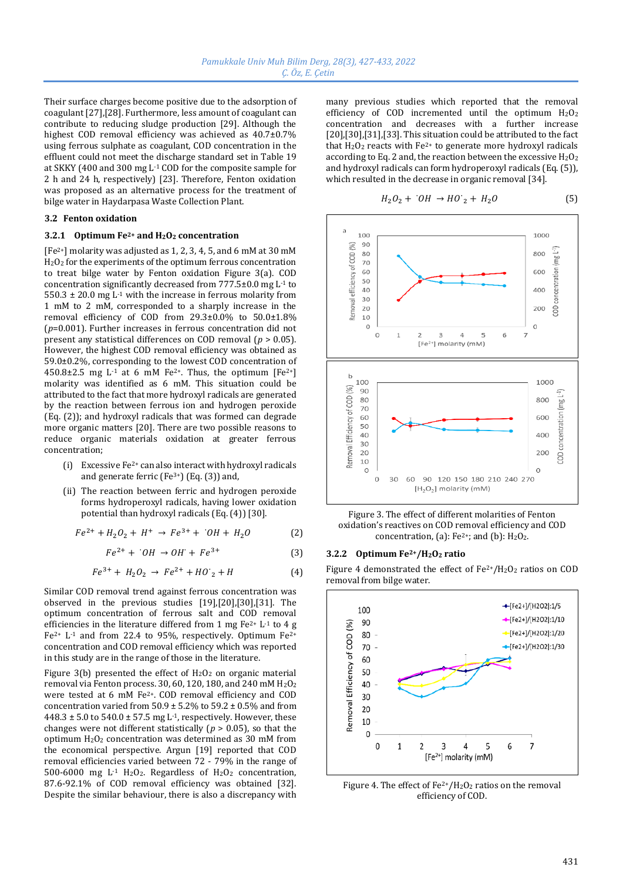Their surface charges become positive due to the adsorption of coagulant [27],[28]. Furthermore, less amount of coagulant can contribute to reducing sludge production [29]. Although the highest COD removal efficiency was achieved as 40.7±0.7% using ferrous sulphate as coagulant, COD concentration in the effluent could not meet the discharge standard set in Table 19 at SKKY (400 and 300 mg $L^{-1}$ COD for the composite sample for 2 h and 24 h, respectively) [23]. Therefore, Fenton oxidation was proposed as an alternative process for the treatment of bilge water in Haydarpasa Waste Collection Plant.

### 3.2 Fenton oxidation

#### 3.2.1 Optimum $Fe^{2+}$ and $H_2O_2$ concentration

[$Fe^{2+}$] molarity was adjusted as 1, 2, 3, 4, 5, and 6 mM at 30 mM $H_2O_2$ for the experiments of the optimum ferrous concentration to treat bilge water by Fenton oxidation Figure 3(a). COD concentration significantly decreased from 777.5±0.0 mg $L^{-1}$ to 550.3 ± 20.0 mg $L^{-1}$ with the increase in ferrous molarity from 1 mM to 2 mM, corresponded to a sharply increase in the removal efficiency of COD from 29.3±0.0% to 50.0±1.8% ($p$=0.001). Further increases in ferrous concentration did not present any statistical differences on COD removal ($p$ > 0.05). However, the highest COD removal efficiency was obtained as 59.0±0.2%, corresponding to the lowest COD concentration of 450.8±2.5 mg $L^{-1}$ at 6 mM $Fe^{2+}$. Thus, the optimum [$Fe^{2+}$] molarity was identified as 6 mM. This situation could be attributed to the fact that more hydroxyl radicals are generated by the reaction between ferrous ion and hydrogen peroxide (Eq. (2)); and hydroxyl radicals that was formed can degrade more organic matters [20]. There are two possible reasons to reduce organic materials oxidation at greater ferrous concentration;

(i) Excessive $Fe^{2+}$ can also interact with hydroxyl radicals and generate ferric ($Fe^{3+}$) (Eq. (3)) and,

(ii) The reaction between ferric and hydrogen peroxide forms hydroperoxyl radicals, having lower oxidation potential than hydroxyl radicals (Eq. (4)) [30].

$$Fe^{2+} + H_2O_2 + H^+ \rightarrow Fe^{3+} + {}^{\cdot}OH + H_2O \quad (2)$$

$$Fe^{2+} + {}^{\cdot}OH \rightarrow OH^{\cdot} + Fe^{3+} \quad (3)$$

$$Fe^{3+} + H_2O_2 \rightarrow Fe^{2+} + HO^{\cdot}_2 + H \quad (4)$$

Similar COD removal trend against ferrous concentration was observed in the previous studies [19],[20],[30],[31]. The optimum concentration of ferrous salt and COD removal efficiencies in the literature differed from 1 mg $Fe^{2+}$ $L^{-1}$ to 4 g $Fe^{2+}$ $L^{-1}$ and from 22.4 to 95%, respectively. Optimum $Fe^{2+}$ concentration and COD removal efficiency which was reported in this study are in the range of those in the literature.

Figure 3(b) presented the effect of $H_2O_2$ on organic material removal via Fenton process. 30, 60, 120, 180, and 240 mM $H_2O_2$ were tested at 6 mM $Fe^{2+}$. COD removal efficiency and COD concentration varied from 50.9 ± 5.2% to 59.2 ± 0.5% and from 448.3 ± 5.0 to 540.0 ± 57.5 mg $L^{-1}$, respectively. However, these changes were not different statistically ($p$ > 0.05), so that the optimum $H_2O_2$ concentration was determined as 30 mM from the economical perspective. Argun [19] reported that COD removal efficiencies varied between 72 - 79% in the range of 500-6000 mg $L^{-1}$ $H_2O_2$. Regardless of $H_2O_2$ concentration, 87.6-92.1% of COD removal efficiency was obtained [32]. Despite the similar behaviour, there is also a discrepancy with many previous studies which reported that the removal efficiency of COD incremented until the optimum $H_2O_2$ concentration and decreases with a further increase [20],[30],[31],[33]. This situation could be attributed to the fact that $H_2O_2$ reacts with $Fe^{2+}$ to generate more hydroxyl radicals according to Eq. 2 and, the reaction between the excessive $H_2O_2$ and hydroxyl radicals can form hydroperoxyl radicals (Eq. (5)), which resulted in the decrease in organic removal [34].

$$H_2O_2 + {}^{\cdot}OH \rightarrow HO^{\cdot}_2 + H_2O \quad (5)$$

Figure 3. The effect of different molarities of Fenton oxidation's reactives on COD removal efficiency and COD concentration, (a): $Fe^{2+}$; and (b): $H_2O_2$.

#### 3.2.2 Optimum $Fe^{2+}/H_2O_2$ ratio

Figure 4 demonstrated the effect of $Fe^{2+}/H_2O_2$ ratios on COD removal from bilge water.

Figure 4. The effect of $Fe^{2+}/H_2O_2$ ratios on the removal efficiency of COD.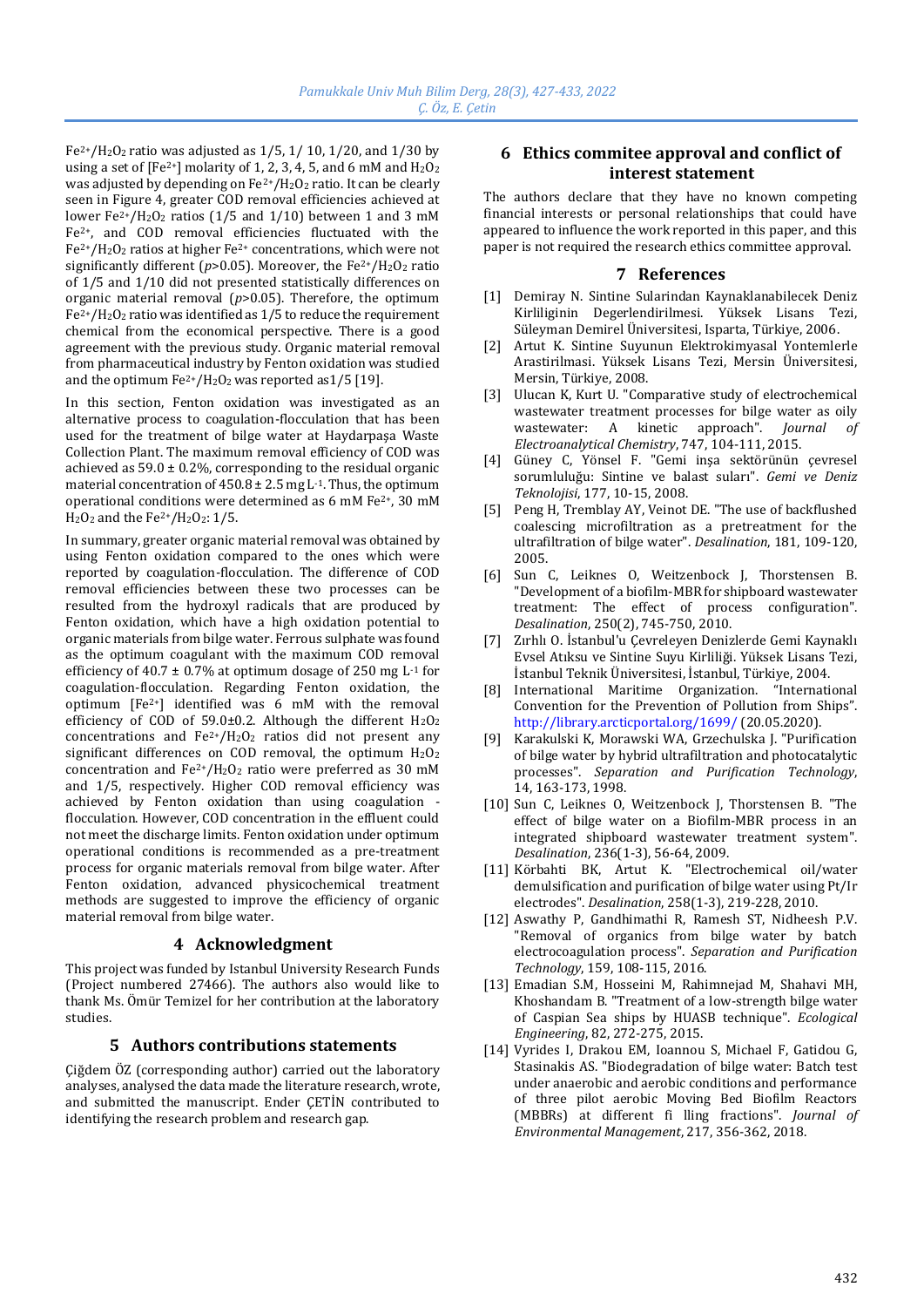$Fe^{2+}/H_2O_2$ ratio was adjusted as 1/5, 1/ 10, 1/20, and 1/30 by using a set of [$Fe^{2+}$] molarity of 1, 2, 3, 4, 5, and 6 mM and $H_2O_2$ was adjusted by depending on $Fe^{2+}/H_2O_2$ ratio. It can be clearly seen in Figure 4, greater COD removal efficiencies achieved at lower $Fe^{2+}/H_2O_2$ ratios (1/5 and 1/10) between 1 and 3 mM $Fe^{2+}$, and COD removal efficiencies fluctuated with the $Fe^{2+}/H_2O_2$ ratios at higher $Fe^{2+}$ concentrations, which were not significantly different ($p$>0.05). Moreover, the $Fe^{2+}/H_2O_2$ ratio of 1/5 and 1/10 did not presented statistically differences on organic material removal ($p$>0.05). Therefore, the optimum $Fe^{2+}/H_2O_2$ ratio was identified as 1/5 to reduce the requirement chemical from the economical perspective. There is a good agreement with the previous study. Organic material removal from pharmaceutical industry by Fenton oxidation was studied and the optimum $Fe^{2+}/H_2O_2$ was reported as1/5 [19].

In this section, Fenton oxidation was investigated as an alternative process to coagulation-flocculation that has been used for the treatment of bilge water at Haydarpaşa Waste Collection Plant. The maximum removal efficiency of COD was achieved as 59.0 ± 0.2%, corresponding to the residual organic material concentration of 450.8 ± 2.5 mg $L^{-1}$. Thus, the optimum operational conditions were determined as 6 mM $Fe^{2+}$, 30 mM $H_2O_2$ and the $Fe^{2+}/H_2O_2$: 1/5.

In summary, greater organic material removal was obtained by using Fenton oxidation compared to the ones which were reported by coagulation-flocculation. The difference of COD removal efficiencies between these two processes can be resulted from the hydroxyl radicals that are produced by Fenton oxidation, which have a high oxidation potential to organic materials from bilge water. Ferrous sulphate was found as the optimum coagulant with the maximum COD removal efficiency of 40.7 ± 0.7% at optimum dosage of 250 mg $L^{-1}$ for coagulation-flocculation. Regarding Fenton oxidation, the optimum [$Fe^{2+}$] identified was 6 mM with the removal efficiency of COD of 59.0±0.2. Although the different $H_2O_2$ concentrations and $Fe^{2+}/H_2O_2$ ratios did not present any significant differences on COD removal, the optimum $H_2O_2$ concentration and $Fe^{2+}/H_2O_2$ ratio were preferred as 30 mM and 1/5, respectively. Higher COD removal efficiency was achieved by Fenton oxidation than using coagulation - flocculation. However, COD concentration in the effluent could not meet the discharge limits. Fenton oxidation under optimum operational conditions is recommended as a pre-treatment process for organic materials removal from bilge water. After Fenton oxidation, advanced physicochemical treatment methods are suggested to improve the efficiency of organic material removal from bilge water.

## 4 Acknowledgment

This project was funded by Istanbul University Research Funds (Project numbered 27466). The authors also would like to thank Ms. Ömür Temizel for her contribution at the laboratory studies.

## 5 Authors contributions statements

Çiğdem ÖZ (corresponding author) carried out the laboratory analyses, analysed the data made the literature research, wrote, and submitted the manuscript. Ender ÇETİN contributed to identifying the research problem and research gap.

## 6 Ethics commitee approval and conflict of interest statement

The authors declare that they have no known competing financial interests or personal relationships that could have appeared to influence the work reported in this paper, and this paper is not required the research ethics committee approval.

## 7 References

[1] Demiray N. Sintine Sularindan Kaynaklanabilecek Deniz Kirliliginin Degerlendirilmesi. Yüksek Lisans Tezi, Süleyman Demirel Üniversitesi, Isparta, Türkiye, 2006.

[2] Artut K. Sintine Suyunun Elektrokimyasal Yontemlerle Arastirilmasi. Yüksek Lisans Tezi, Mersin Üniversitesi, Mersin, Türkiye, 2008.

[3] Ulucan K, Kurt U. "Comparative study of electrochemical wastewater treatment processes for bilge water as oily wastewater: A kinetic approach". *Journal of Electroanalytical Chemistry*, 747, 104-111, 2015.

[4] Güney C, Yönsel F. "Gemi inşa sektörünün çevresel sorumluluğu: Sintine ve balast suları". *Gemi ve Deniz Teknolojisi*, 177, 10-15, 2008.

[5] Peng H, Tremblay AY, Veinot DE. "The use of backflushed coalescing microfiltration as a pretreatment for the ultrafiltration of bilge water". *Desalination*, 181, 109-120, 2005.

[6] Sun C, Leiknes O, Weitzenbock J, Thorstensen B. "Development of a biofilm-MBR for shipboard wastewater treatment: The effect of process configuration". *Desalination*, 250(2), 745-750, 2010.

[7] Zırhlı O. İstanbul'u Çevreleyen Denizlerde Gemi Kaynaklı Evsel Atıksu ve Sintine Suyu Kirliliği. Yüksek Lisans Tezi, İstanbul Teknik Üniversitesi, İstanbul, Türkiye, 2004.

[8] International Maritime Organization. "International Convention for the Prevention of Pollution from Ships". http://library.arcticportal.org/1699/ (20.05.2020).

[9] Karakulski K, Morawski WA, Grzechulska J. "Purification of bilge water by hybrid ultrafiltration and photocatalytic processes". *Separation and Purification Technology*, 14, 163-173, 1998.

[10] Sun C, Leiknes O, Weitzenbock J, Thorstensen B. "The effect of bilge water on a Biofilm-MBR process in an integrated shipboard wastewater treatment system". *Desalination*, 236(1-3), 56-64, 2009.

[11] Körbahti BK, Artut K. "Electrochemical oil/water demulsification and purification of bilge water using Pt/Ir electrodes". *Desalination*, 258(1-3), 219-228, 2010.

[12] Aswathy P, Gandhimathi R, Ramesh ST, Nidheesh P.V. "Removal of organics from bilge water by batch electrocoagulation process". *Separation and Purification Technology*, 159, 108-115, 2016.

[13] Emadian S.M, Hosseini M, Rahimnejad M, Shahavi MH, Khoshandam B. "Treatment of a low-strength bilge water of Caspian Sea ships by HUASB technique". *Ecological Engineering*, 82, 272-275, 2015.

[14] Vyrides I, Drakou EM, Ioannou S, Michael F, Gatidou G, Stasinakis AS. "Biodegradation of bilge water: Batch test under anaerobic and aerobic conditions and performance of three pilot aerobic Moving Bed Biofilm Reactors (MBBRs) at different fi lling fractions". *Journal of Environmental Management*, 217, 356-362, 2018.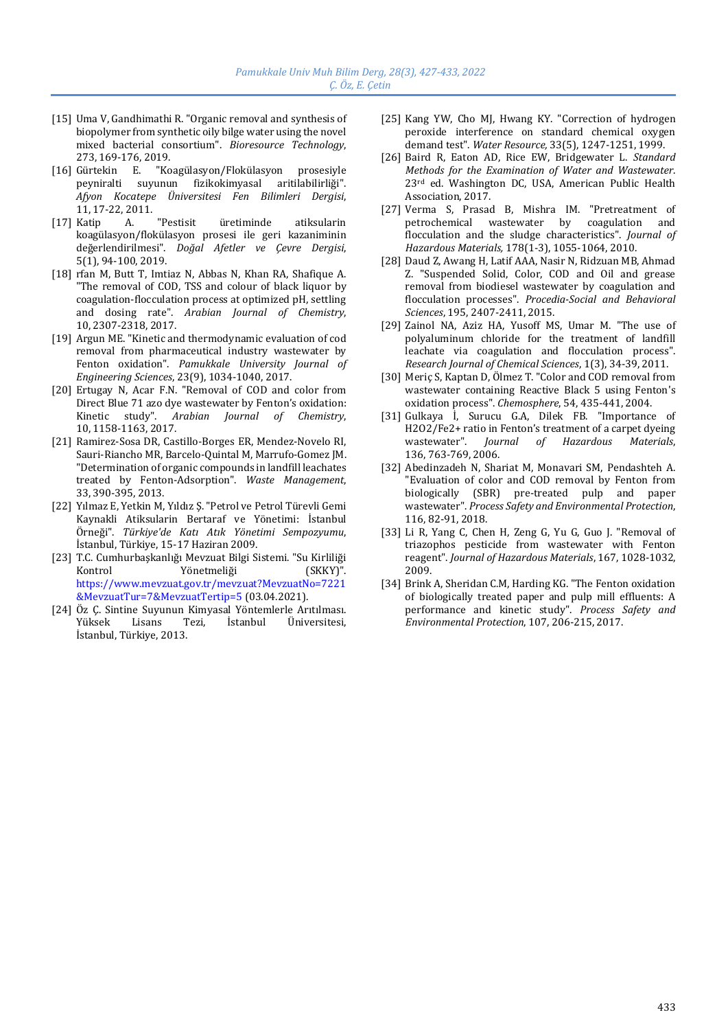[15] Uma V, Gandhimathi R. "Organic removal and synthesis of biopolymer from synthetic oily bilge water using the novel mixed bacterial consortium". *Bioresource Technology*, 273, 169-176, 2019.

[16] Gürtekin E. "Koagülasyon/Flokülasyon prosesiyle peyniralti suyunun fizikokimyasal aritilabilirliği". *Afyon Kocatepe Üniversitesi Fen Bilimleri Dergisi*, 11, 17-22, 2011.

[17] Katip A. "Pestisit üretiminde atiksularin koagülasyon/flokülasyon prosesi ile geri kazaniminin değerlendirilmesi". *Doğal Afetler ve Çevre Dergisi*, 5(1), 94-100, 2019.

[18] rfan M, Butt T, Imtiaz N, Abbas N, Khan RA, Shafique A. "The removal of COD, TSS and colour of black liquor by coagulation-flocculation process at optimized pH, settling and dosing rate". *Arabian Journal of Chemistry*, 10, 2307-2318, 2017.

[19] Argun ME. "Kinetic and thermodynamic evaluation of cod removal from pharmaceutical industry wastewater by Fenton oxidation". *Pamukkale University Journal of Engineering Sciences*, 23(9), 1034-1040, 2017.

[20] Ertugay N, Acar F.N. "Removal of COD and color from Direct Blue 71 azo dye wastewater by Fenton's oxidation: Kinetic study". *Arabian Journal of Chemistry*, 10, 1158-1163, 2017.

[21] Ramirez-Sosa DR, Castillo-Borges ER, Mendez-Novelo RI, Sauri-Riancho MR, Barcelo-Quintal M, Marrufo-Gomez JM. "Determination of organic compounds in landfill leachates treated by Fenton-Adsorption". *Waste Management*, 33, 390-395, 2013.

[22] Yılmaz E, Yetkin M, Yıldız Ş. "Petrol ve Petrol Türevli Gemi Kaynakli Atiksularin Bertaraf ve Yönetimi: İstanbul Örneği". *Türkiye'de Katı Atık Yönetimi Sempozyumu*, İstanbul, Türkiye, 15-17 Haziran 2009.

[23] T.C. Cumhurbaşkanlığı Mevzuat Bilgi Sistemi. "Su Kirliliği Kontrol Yönetmeliği (SKKY)". https://www.mevzuat.gov.tr/mevzuat?MevzuatNo=7221&MevzuatTur=7&MevzuatTertip=5 (03.04.2021).

[24] Öz Ç. Sintine Suyunun Kimyasal Yöntemlerle Arıtılması. Yüksek Lisans Tezi, İstanbul Üniversitesi, İstanbul, Türkiye, 2013.

[25] Kang YW, Cho MJ, Hwang KY. "Correction of hydrogen peroxide interference on standard chemical oxygen demand test". *Water Resource,* 33(5), 1247-1251, 1999.

[26] Baird R, Eaton AD, Rice EW, Bridgewater L. *Standard Methods for the Examination of Water and Wastewater*. 23rd ed. Washington DC, USA, American Public Health Association, 2017.

[27] Verma S, Prasad B, Mishra IM. "Pretreatment of petrochemical wastewater by coagulation and flocculation and the sludge characteristics". *Journal of Hazardous Materials,* 178(1-3), 1055-1064, 2010.

[28] Daud Z, Awang H, Latif AAA, Nasir N, Ridzuan MB, Ahmad Z. "Suspended Solid, Color, COD and Oil and grease removal from biodiesel wastewater by coagulation and flocculation processes". *Procedia-Social and Behavioral Sciences*, 195, 2407-2411, 2015.

[29] Zainol NA, Aziz HA, Yusoff MS, Umar M. "The use of polyaluminum chloride for the treatment of landfill leachate via coagulation and flocculation process". *Research Journal of Chemical Sciences*, 1(3), 34-39, 2011.

[30] Meriç S, Kaptan D, Ölmez T. "Color and COD removal from wastewater containing Reactive Black 5 using Fenton's oxidation process". *Chemosphere*, 54, 435-441, 2004.

[31] Gulkaya İ, Surucu G.A, Dilek FB. "Importance of H2O2/Fe2+ ratio in Fenton's treatment of a carpet dyeing wastewater". *Journal of Hazardous Materials*, 136, 763-769, 2006.

[32] Abedinzadeh N, Shariat M, Monavari SM, Pendashteh A. "Evaluation of color and COD removal by Fenton from biologically (SBR) pre-treated pulp and paper wastewater". *Process Safety and Environmental Protection*, 116, 82-91, 2018.

[33] Li R, Yang C, Chen H, Zeng G, Yu G, Guo J. "Removal of triazophos pesticide from wastewater with Fenton reagent". *Journal of Hazardous Materials*, 167, 1028-1032, 2009.

[34] Brink A, Sheridan C.M, Harding KG. "The Fenton oxidation of biologically treated paper and pulp mill effluents: A performance and kinetic study". *Process Safety and Environmental Protection*, 107, 206-215, 2017.